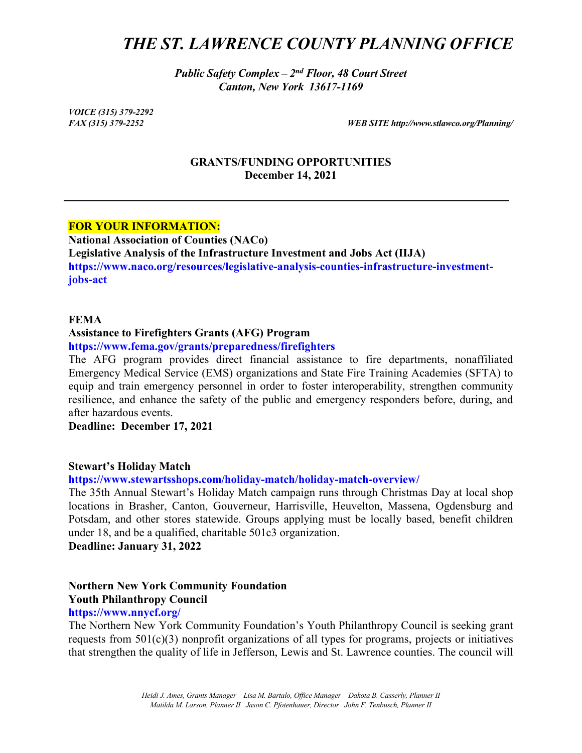# *THE ST. LAWRENCE COUNTY PLANNING OFFICE*

***Public Safety Complex – 2nd Floor, 48 Court Street***
***Canton, New York 13617-1169***

***VOICE (315) 379-2292***
***FAX (315) 379-2252*** ***WEB SITE http://www.stlawco.org/Planning/***

**GRANTS/FUNDING OPPORTUNITIES**
**December 14, 2021**

---

**FOR YOUR INFORMATION:**
**National Association of Counties (NACo)**
**Legislative Analysis of the Infrastructure Investment and Jobs Act (IIJA)**
**https://www.naco.org/resources/legislative-analysis-counties-infrastructure-investment-jobs-act**

**FEMA**
**Assistance to Firefighters Grants (AFG) Program**
**https://www.fema.gov/grants/preparedness/firefighters**
The AFG program provides direct financial assistance to fire departments, nonaffiliated Emergency Medical Service (EMS) organizations and State Fire Training Academies (SFTA) to equip and train emergency personnel in order to foster interoperability, strengthen community resilience, and enhance the safety of the public and emergency responders before, during, and after hazardous events.
**Deadline: December 17, 2021**

**Stewart's Holiday Match**
**https://www.stewartsshops.com/holiday-match/holiday-match-overview/**
The 35th Annual Stewart's Holiday Match campaign runs through Christmas Day at local shop locations in Brasher, Canton, Gouverneur, Harrisville, Heuvelton, Massena, Ogdensburg and Potsdam, and other stores statewide. Groups applying must be locally based, benefit children under 18, and be a qualified, charitable 501c3 organization.
**Deadline: January 31, 2022**

**Northern New York Community Foundation**
**Youth Philanthropy Council**
**https://www.nnycf.org/**
The Northern New York Community Foundation's Youth Philanthropy Council is seeking grant requests from 501(c)(3) nonprofit organizations of all types for programs, projects or initiatives that strengthen the quality of life in Jefferson, Lewis and St. Lawrence counties. The council will

*Heidi J. Ames, Grants Manager Lisa M. Bartalo, Office Manager Dakota B. Casserly, Planner II*
*Matilda M. Larson, Planner II Jason C. Pfotenhauer, Director John F. Tenbusch, Planner II*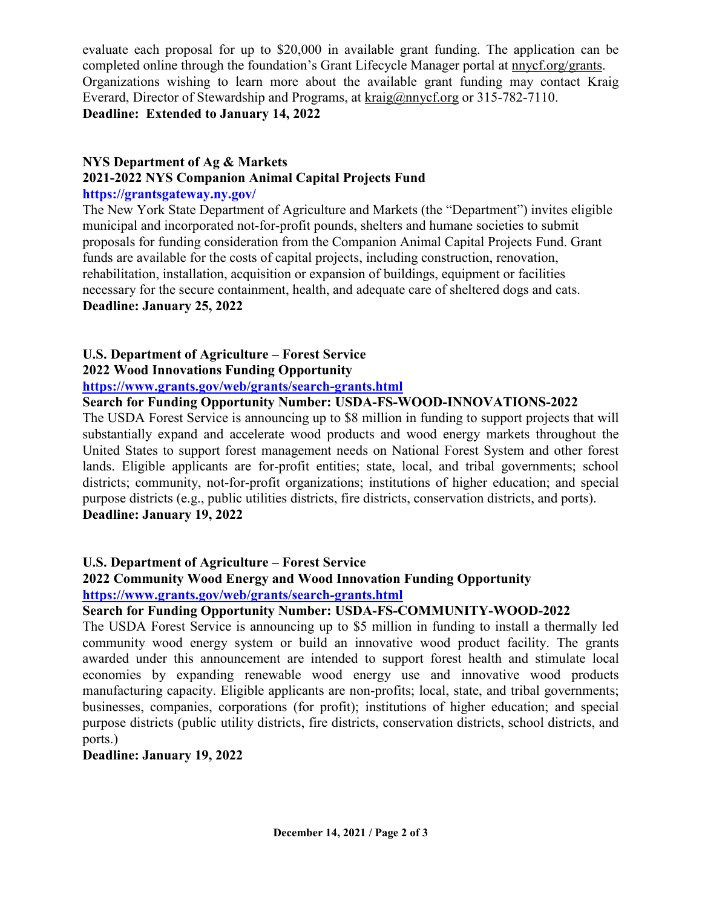evaluate each proposal for up to $20,000 in available grant funding. The application can be completed online through the foundation's Grant Lifecycle Manager portal at nnycf.org/grants. Organizations wishing to learn more about the available grant funding may contact Kraig Everard, Director of Stewardship and Programs, at kraig@nnycf.org or 315-782-7110.

**Deadline: Extended to January 14, 2022**

**NYS Department of Ag & Markets**
**2021-2022 NYS Companion Animal Capital Projects Fund**
**https://grantsgateway.ny.gov/**

The New York State Department of Agriculture and Markets (the "Department") invites eligible municipal and incorporated not-for-profit pounds, shelters and humane societies to submit proposals for funding consideration from the Companion Animal Capital Projects Fund. Grant funds are available for the costs of capital projects, including construction, renovation, rehabilitation, installation, acquisition or expansion of buildings, equipment or facilities necessary for the secure containment, health, and adequate care of sheltered dogs and cats.

**Deadline: January 25, 2022**

**U.S. Department of Agriculture – Forest Service**
**2022 Wood Innovations Funding Opportunity**
**https://www.grants.gov/web/grants/search-grants.html**
**Search for Funding Opportunity Number: USDA-FS-WOOD-INNOVATIONS-2022**

The USDA Forest Service is announcing up to $8 million in funding to support projects that will substantially expand and accelerate wood products and wood energy markets throughout the United States to support forest management needs on National Forest System and other forest lands. Eligible applicants are for-profit entities; state, local, and tribal governments; school districts; community, not-for-profit organizations; institutions of higher education; and special purpose districts (e.g., public utilities districts, fire districts, conservation districts, and ports).

**Deadline: January 19, 2022**

**U.S. Department of Agriculture – Forest Service**
**2022 Community Wood Energy and Wood Innovation Funding Opportunity**
**https://www.grants.gov/web/grants/search-grants.html**
**Search for Funding Opportunity Number: USDA-FS-COMMUNITY-WOOD-2022**

The USDA Forest Service is announcing up to $5 million in funding to install a thermally led community wood energy system or build an innovative wood product facility. The grants awarded under this announcement are intended to support forest health and stimulate local economies by expanding renewable wood energy use and innovative wood products manufacturing capacity. Eligible applicants are non-profits; local, state, and tribal governments; businesses, companies, corporations (for profit); institutions of higher education; and special purpose districts (public utility districts, fire districts, conservation districts, school districts, and ports.)

**Deadline: January 19, 2022**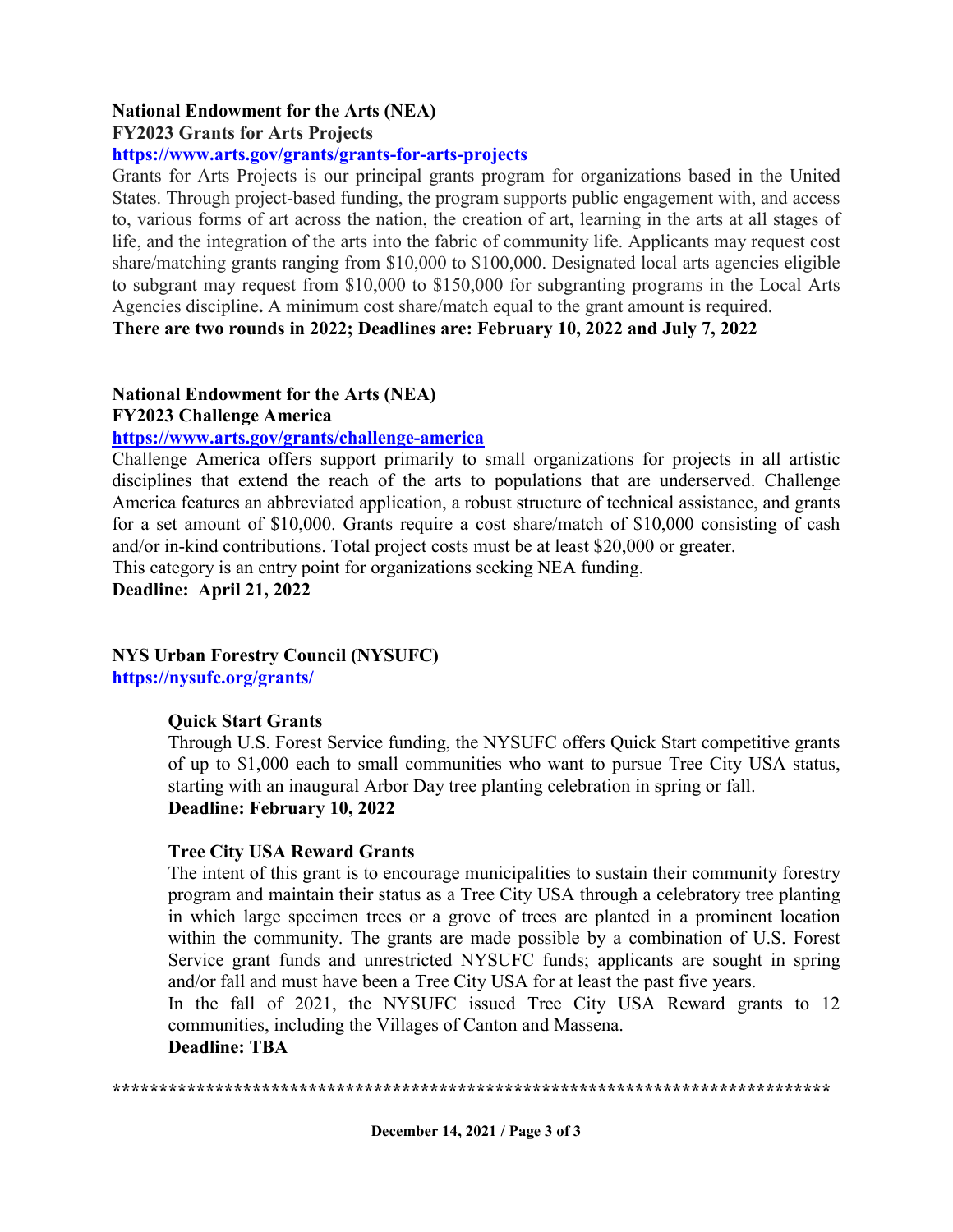**National Endowment for the Arts (NEA)**
**FY2023 Grants for Arts Projects**
**https://www.arts.gov/grants/grants-for-arts-projects**

Grants for Arts Projects is our principal grants program for organizations based in the United States. Through project-based funding, the program supports public engagement with, and access to, various forms of art across the nation, the creation of art, learning in the arts at all stages of life, and the integration of the arts into the fabric of community life. Applicants may request cost share/matching grants ranging from $10,000 to $100,000. Designated local arts agencies eligible to subgrant may request from $10,000 to $150,000 for subgranting programs in the Local Arts Agencies discipline**.** A minimum cost share/match equal to the grant amount is required.

**There are two rounds in 2022; Deadlines are: February 10, 2022 and July 7, 2022**

**National Endowment for the Arts (NEA)**
**FY2023 Challenge America**
**https://www.arts.gov/grants/challenge-america**

Challenge America offers support primarily to small organizations for projects in all artistic disciplines that extend the reach of the arts to populations that are underserved. Challenge America features an abbreviated application, a robust structure of technical assistance, and grants for a set amount of $10,000. Grants require a cost share/match of $10,000 consisting of cash and/or in-kind contributions. Total project costs must be at least $20,000 or greater.
This category is an entry point for organizations seeking NEA funding.

**Deadline: April 21, 2022**

**NYS Urban Forestry Council (NYSUFC)**
**https://nysufc.org/grants/**

**Quick Start Grants**

Through U.S. Forest Service funding, the NYSUFC offers Quick Start competitive grants of up to $1,000 each to small communities who want to pursue Tree City USA status, starting with an inaugural Arbor Day tree planting celebration in spring or fall.

**Deadline: February 10, 2022**

**Tree City USA Reward Grants**

The intent of this grant is to encourage municipalities to sustain their community forestry program and maintain their status as a Tree City USA through a celebratory tree planting in which large specimen trees or a grove of trees are planted in a prominent location within the community. The grants are made possible by a combination of U.S. Forest Service grant funds and unrestricted NYSUFC funds; applicants are sought in spring and/or fall and must have been a Tree City USA for at least the past five years.
In the fall of 2021, the NYSUFC issued Tree City USA Reward grants to 12 communities, including the Villages of Canton and Massena.

**Deadline: TBA**

********************************************************************************